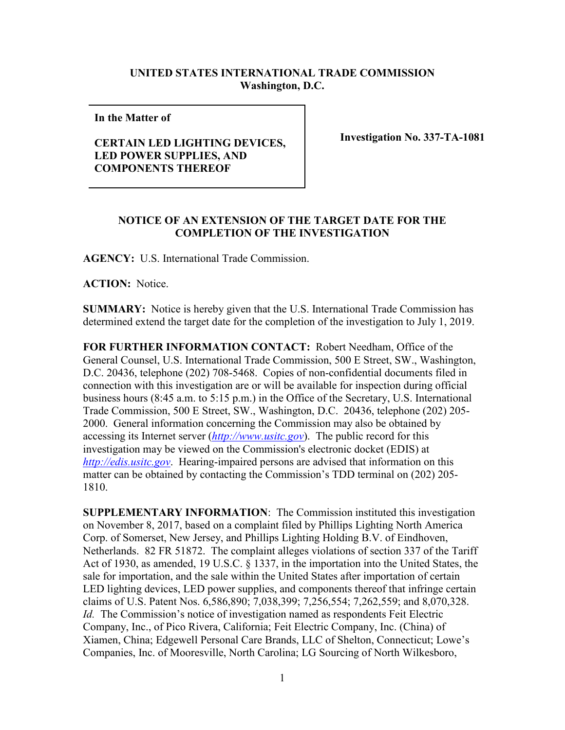**UNITED STATES INTERNATIONAL TRADE COMMISSION**
**Washington, D.C.**

| | |
|---|---|
| **In the Matter of**<br><br>**CERTAIN LED LIGHTING DEVICES, LED POWER SUPPLIES, AND COMPONENTS THEREOF** | **Investigation No. 337-TA-1081** |

## NOTICE OF AN EXTENSION OF THE TARGET DATE FOR THE COMPLETION OF THE INVESTIGATION

**AGENCY:** U.S. International Trade Commission.

**ACTION:** Notice.

**SUMMARY:** Notice is hereby given that the U.S. International Trade Commission has determined extend the target date for the completion of the investigation to July 1, 2019.

**FOR FURTHER INFORMATION CONTACT:** Robert Needham, Office of the General Counsel, U.S. International Trade Commission, 500 E Street, SW., Washington, D.C. 20436, telephone (202) 708-5468. Copies of non-confidential documents filed in connection with this investigation are or will be available for inspection during official business hours (8:45 a.m. to 5:15 p.m.) in the Office of the Secretary, U.S. International Trade Commission, 500 E Street, SW., Washington, D.C. 20436, telephone (202) 205-2000. General information concerning the Commission may also be obtained by accessing its Internet server (*http://www.usitc.gov*). The public record for this investigation may be viewed on the Commission's electronic docket (EDIS) at *http://edis.usitc.gov*. Hearing-impaired persons are advised that information on this matter can be obtained by contacting the Commission's TDD terminal on (202) 205-1810.

**SUPPLEMENTARY INFORMATION**: The Commission instituted this investigation on November 8, 2017, based on a complaint filed by Phillips Lighting North America Corp. of Somerset, New Jersey, and Phillips Lighting Holding B.V. of Eindhoven, Netherlands. 82 FR 51872. The complaint alleges violations of section 337 of the Tariff Act of 1930, as amended, 19 U.S.C. § 1337, in the importation into the United States, the sale for importation, and the sale within the United States after importation of certain LED lighting devices, LED power supplies, and components thereof that infringe certain claims of U.S. Patent Nos. 6,586,890; 7,038,399; 7,256,554; 7,262,559; and 8,070,328. *Id.* The Commission's notice of investigation named as respondents Feit Electric Company, Inc., of Pico Rivera, California; Feit Electric Company, Inc. (China) of Xiamen, China; Edgewell Personal Care Brands, LLC of Shelton, Connecticut; Lowe's Companies, Inc. of Mooresville, North Carolina; LG Sourcing of North Wilkesboro,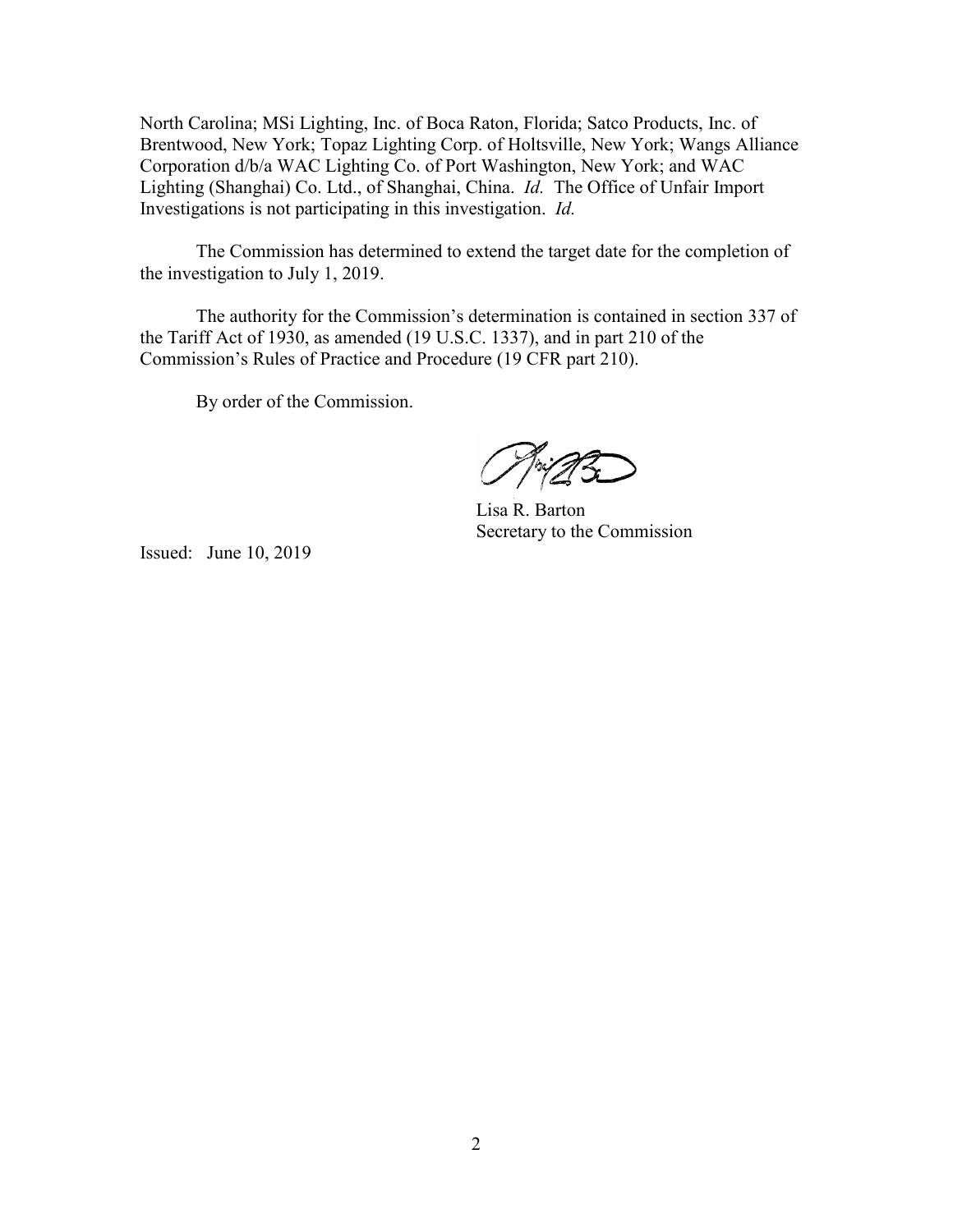North Carolina; MSi Lighting, Inc. of Boca Raton, Florida; Satco Products, Inc. of Brentwood, New York; Topaz Lighting Corp. of Holtsville, New York; Wangs Alliance Corporation d/b/a WAC Lighting Co. of Port Washington, New York; and WAC Lighting (Shanghai) Co. Ltd., of Shanghai, China. *Id.* The Office of Unfair Import Investigations is not participating in this investigation. *Id.*

The Commission has determined to extend the target date for the completion of the investigation to July 1, 2019.

The authority for the Commission's determination is contained in section 337 of the Tariff Act of 1930, as amended (19 U.S.C. 1337), and in part 210 of the Commission's Rules of Practice and Procedure (19 CFR part 210).

By order of the Commission.

Lisa R. Barton
Secretary to the Commission

Issued: June 10, 2019